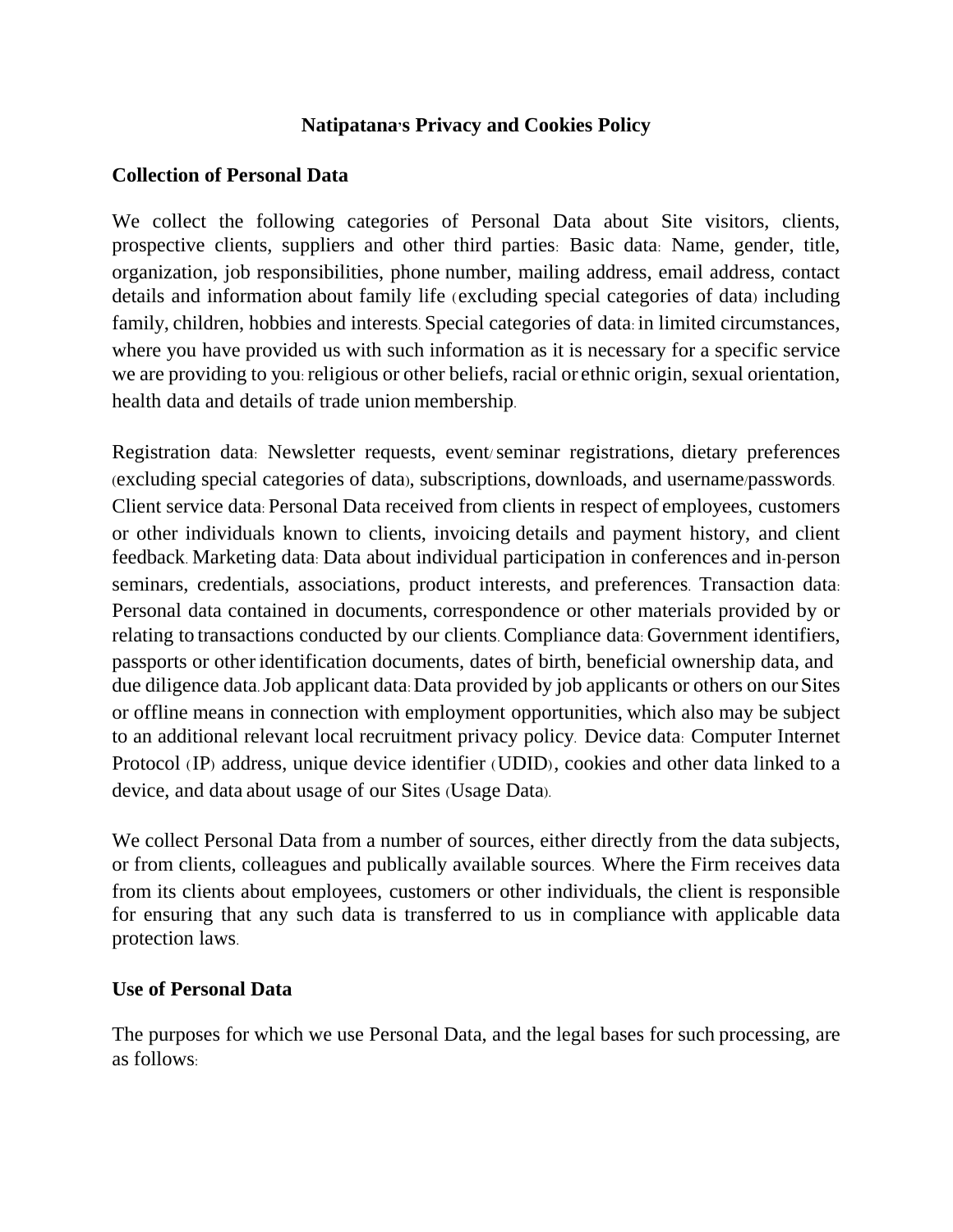**Natipatana's Privacy and Cookies Policy**

**Collection of Personal Data**

We collect the following categories of Personal Data about Site visitors, clients, prospective clients, suppliers and other third parties: Basic data: Name, gender, title, organization, job responsibilities, phone number, mailing address, email address, contact details and information about family life (excluding special categories of data) including family, children, hobbies and interests. Special categories of data: in limited circumstances, where you have provided us with such information as it is necessary for a specific service we are providing to you: religious or other beliefs, racial or ethnic origin, sexual orientation, health data and details of trade union membership.

Registration data: Newsletter requests, event/seminar registrations, dietary preferences (excluding special categories of data), subscriptions, downloads, and username/passwords. Client service data: Personal Data received from clients in respect of employees, customers or other individuals known to clients, invoicing details and payment history, and client feedback. Marketing data: Data about individual participation in conferences and in-person seminars, credentials, associations, product interests, and preferences. Transaction data: Personal data contained in documents, correspondence or other materials provided by or relating to transactions conducted by our clients. Compliance data: Government identifiers, passports or other identification documents, dates of birth, beneficial ownership data, and due diligence data. Job applicant data: Data provided by job applicants or others on our Sites or offline means in connection with employment opportunities, which also may be subject to an additional relevant local recruitment privacy policy. Device data: Computer Internet Protocol (IP) address, unique device identifier (UDID), cookies and other data linked to a device, and data about usage of our Sites (Usage Data).

We collect Personal Data from a number of sources, either directly from the data subjects, or from clients, colleagues and publically available sources. Where the Firm receives data from its clients about employees, customers or other individuals, the client is responsible for ensuring that any such data is transferred to us in compliance with applicable data protection laws.

**Use of Personal Data**

The purposes for which we use Personal Data, and the legal bases for such processing, are as follows: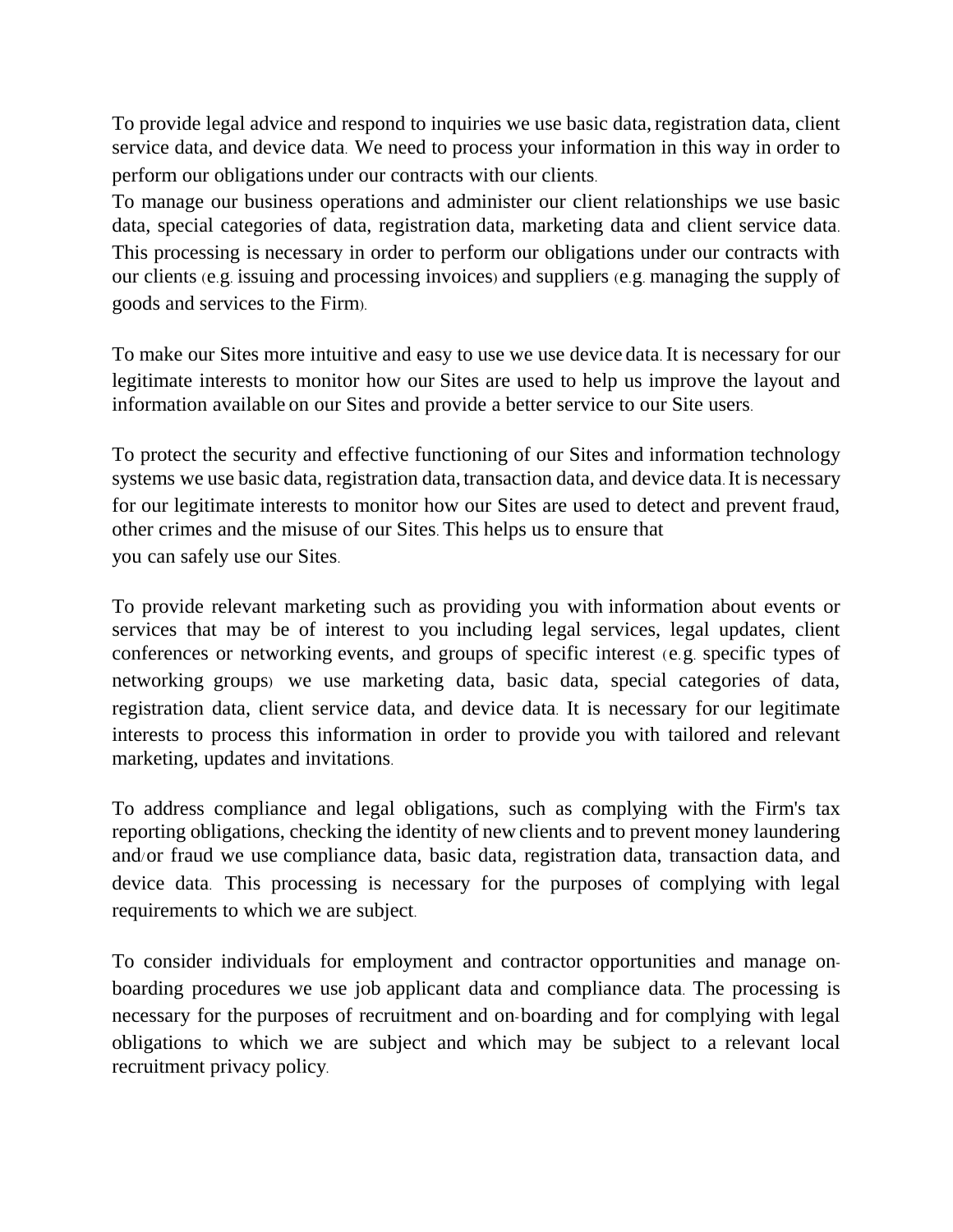To provide legal advice and respond to inquiries we use basic data, registration data, client service data, and device data. We need to process your information in this way in order to perform our obligations under our contracts with our clients.

To manage our business operations and administer our client relationships we use basic data, special categories of data, registration data, marketing data and client service data. This processing is necessary in order to perform our obligations under our contracts with our clients (e.g. issuing and processing invoices) and suppliers (e.g. managing the supply of goods and services to the Firm).

To make our Sites more intuitive and easy to use we use device data. It is necessary for our legitimate interests to monitor how our Sites are used to help us improve the layout and information available on our Sites and provide a better service to our Site users.

To protect the security and effective functioning of our Sites and information technology systems we use basic data, registration data, transaction data, and device data. It is necessary for our legitimate interests to monitor how our Sites are used to detect and prevent fraud, other crimes and the misuse of our Sites. This helps us to ensure that you can safely use our Sites.

To provide relevant marketing such as providing you with information about events or services that may be of interest to you including legal services, legal updates, client conferences or networking events, and groups of specific interest (e.g. specific types of networking groups) we use marketing data, basic data, special categories of data, registration data, client service data, and device data. It is necessary for our legitimate interests to process this information in order to provide you with tailored and relevant marketing, updates and invitations.

To address compliance and legal obligations, such as complying with the Firm's tax reporting obligations, checking the identity of new clients and to prevent money laundering and/or fraud we use compliance data, basic data, registration data, transaction data, and device data. This processing is necessary for the purposes of complying with legal requirements to which we are subject.

To consider individuals for employment and contractor opportunities and manage on-boarding procedures we use job applicant data and compliance data. The processing is necessary for the purposes of recruitment and on-boarding and for complying with legal obligations to which we are subject and which may be subject to a relevant local recruitment privacy policy.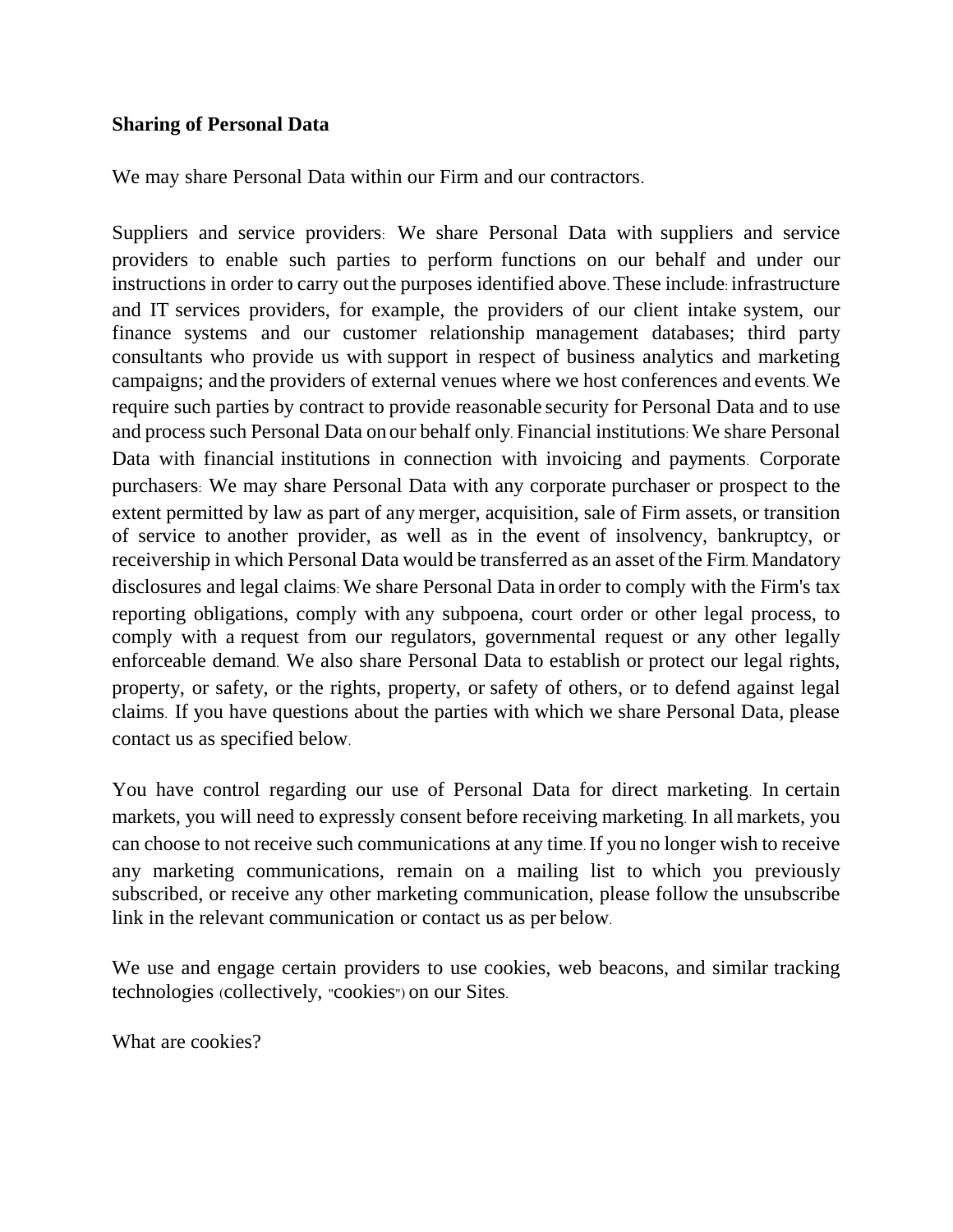**Sharing of Personal Data**

We may share Personal Data within our Firm and our contractors.

Suppliers and service providers: We share Personal Data with suppliers and service providers to enable such parties to perform functions on our behalf and under our instructions in order to carry out the purposes identified above. These include: infrastructure and IT services providers, for example, the providers of our client intake system, our finance systems and our customer relationship management databases; third party consultants who provide us with support in respect of business analytics and marketing campaigns; and the providers of external venues where we host conferences and events. We require such parties by contract to provide reasonable security for Personal Data and to use and process such Personal Data on our behalf only. Financial institutions: We share Personal Data with financial institutions in connection with invoicing and payments. Corporate purchasers: We may share Personal Data with any corporate purchaser or prospect to the extent permitted by law as part of any merger, acquisition, sale of Firm assets, or transition of service to another provider, as well as in the event of insolvency, bankruptcy, or receivership in which Personal Data would be transferred as an asset of the Firm. Mandatory disclosures and legal claims: We share Personal Data in order to comply with the Firm's tax reporting obligations, comply with any subpoena, court order or other legal process, to comply with a request from our regulators, governmental request or any other legally enforceable demand. We also share Personal Data to establish or protect our legal rights, property, or safety, or the rights, property, or safety of others, or to defend against legal claims. If you have questions about the parties with which we share Personal Data, please contact us as specified below.

You have control regarding our use of Personal Data for direct marketing. In certain markets, you will need to expressly consent before receiving marketing. In all markets, you can choose to not receive such communications at any time. If you no longer wish to receive any marketing communications, remain on a mailing list to which you previously subscribed, or receive any other marketing communication, please follow the unsubscribe link in the relevant communication or contact us as per below.

We use and engage certain providers to use cookies, web beacons, and similar tracking technologies (collectively, "cookies") on our Sites.

What are cookies?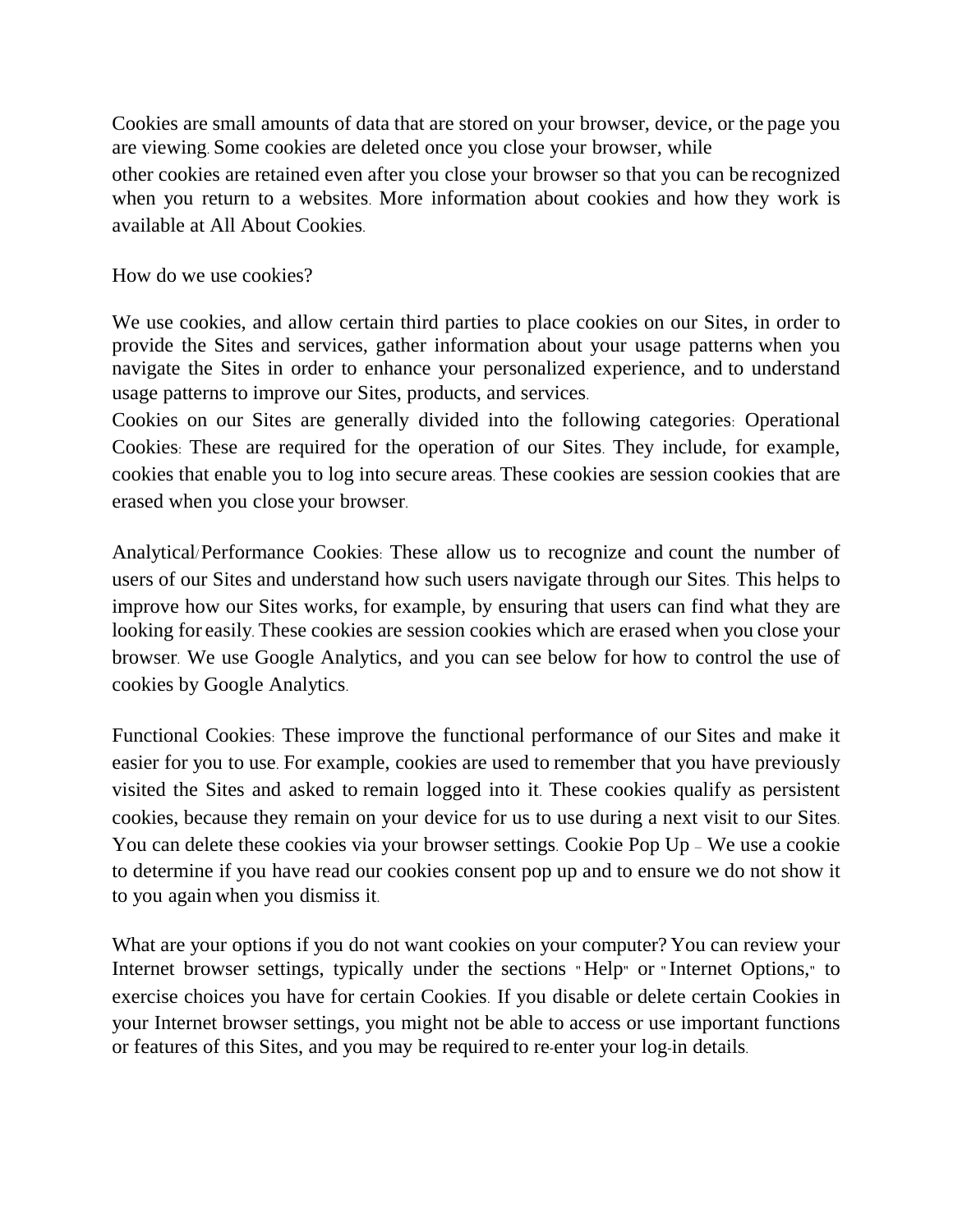Cookies are small amounts of data that are stored on your browser, device, or the page you are viewing. Some cookies are deleted once you close your browser, while other cookies are retained even after you close your browser so that you can be recognized when you return to a websites. More information about cookies and how they work is available at All About Cookies.

How do we use cookies?

We use cookies, and allow certain third parties to place cookies on our Sites, in order to provide the Sites and services, gather information about your usage patterns when you navigate the Sites in order to enhance your personalized experience, and to understand usage patterns to improve our Sites, products, and services.

Cookies on our Sites are generally divided into the following categories: Operational Cookies: These are required for the operation of our Sites. They include, for example, cookies that enable you to log into secure areas. These cookies are session cookies that are erased when you close your browser.

Analytical/Performance Cookies: These allow us to recognize and count the number of users of our Sites and understand how such users navigate through our Sites. This helps to improve how our Sites works, for example, by ensuring that users can find what they are looking for easily. These cookies are session cookies which are erased when you close your browser. We use Google Analytics, and you can see below for how to control the use of cookies by Google Analytics.

Functional Cookies: These improve the functional performance of our Sites and make it easier for you to use. For example, cookies are used to remember that you have previously visited the Sites and asked to remain logged into it. These cookies qualify as persistent cookies, because they remain on your device for us to use during a next visit to our Sites. You can delete these cookies via your browser settings. Cookie Pop Up – We use a cookie to determine if you have read our cookies consent pop up and to ensure we do not show it to you again when you dismiss it.

What are your options if you do not want cookies on your computer? You can review your Internet browser settings, typically under the sections "Help" or "Internet Options," to exercise choices you have for certain Cookies. If you disable or delete certain Cookies in your Internet browser settings, you might not be able to access or use important functions or features of this Sites, and you may be required to re-enter your log-in details.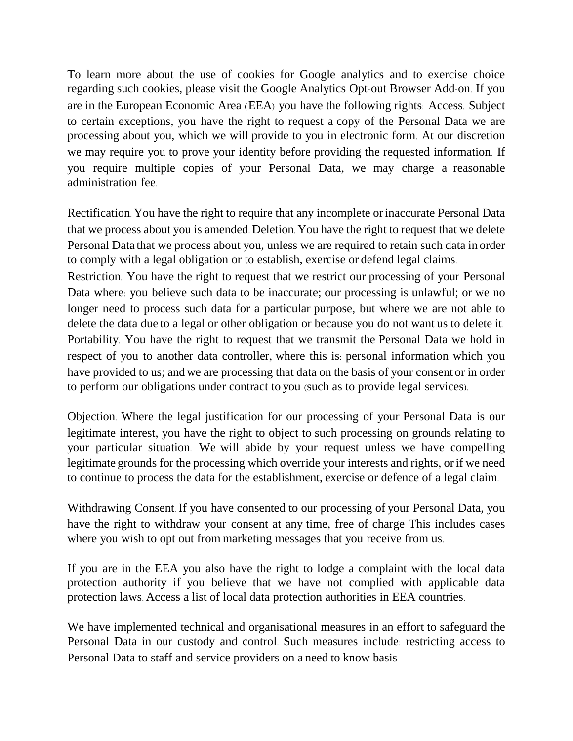To learn more about the use of cookies for Google analytics and to exercise choice regarding such cookies, please visit the Google Analytics Opt-out Browser Add-on. If you are in the European Economic Area (EEA) you have the following rights: Access. Subject to certain exceptions, you have the right to request a copy of the Personal Data we are processing about you, which we will provide to you in electronic form. At our discretion we may require you to prove your identity before providing the requested information. If you require multiple copies of your Personal Data, we may charge a reasonable administration fee.

Rectification. You have the right to require that any incomplete or inaccurate Personal Data that we process about you is amended. Deletion. You have the right to request that we delete Personal Data that we process about you, unless we are required to retain such data in order to comply with a legal obligation or to establish, exercise or defend legal claims. Restriction. You have the right to request that we restrict our processing of your Personal Data where: you believe such data to be inaccurate; our processing is unlawful; or we no longer need to process such data for a particular purpose, but where we are not able to delete the data due to a legal or other obligation or because you do not want us to delete it. Portability. You have the right to request that we transmit the Personal Data we hold in respect of you to another data controller, where this is: personal information which you have provided to us; and we are processing that data on the basis of your consent or in order to perform our obligations under contract to you (such as to provide legal services).

Objection. Where the legal justification for our processing of your Personal Data is our legitimate interest, you have the right to object to such processing on grounds relating to your particular situation. We will abide by your request unless we have compelling legitimate grounds for the processing which override your interests and rights, or if we need to continue to process the data for the establishment, exercise or defence of a legal claim.

Withdrawing Consent. If you have consented to our processing of your Personal Data, you have the right to withdraw your consent at any time, free of charge This includes cases where you wish to opt out from marketing messages that you receive from us.

If you are in the EEA you also have the right to lodge a complaint with the local data protection authority if you believe that we have not complied with applicable data protection laws. Access a list of local data protection authorities in EEA countries.

We have implemented technical and organisational measures in an effort to safeguard the Personal Data in our custody and control. Such measures include: restricting access to Personal Data to staff and service providers on a need-to-know basis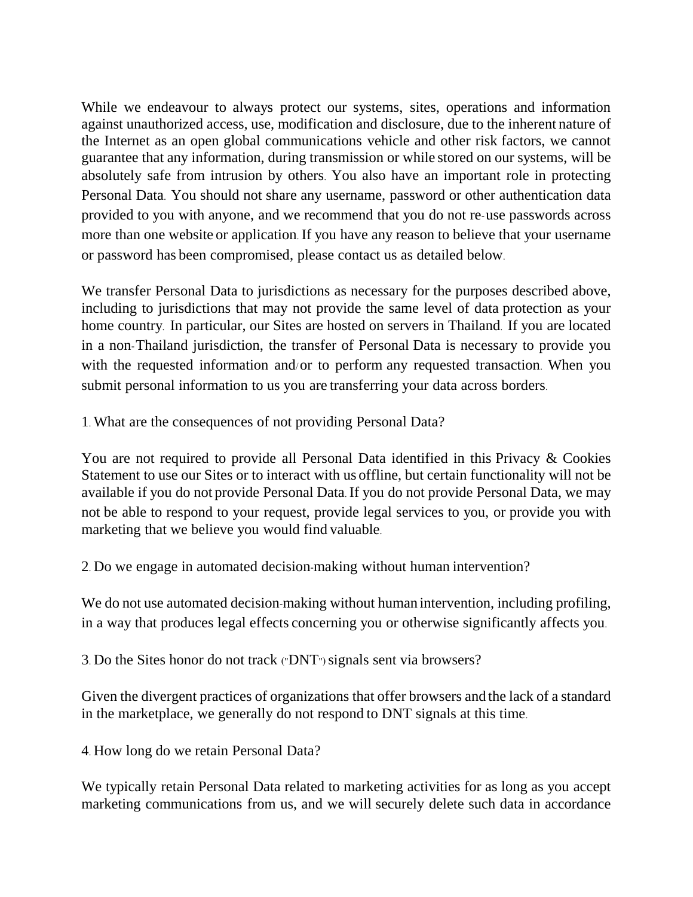While we endeavour to always protect our systems, sites, operations and information against unauthorized access, use, modification and disclosure, due to the inherent nature of the Internet as an open global communications vehicle and other risk factors, we cannot guarantee that any information, during transmission or while stored on our systems, will be absolutely safe from intrusion by others. You also have an important role in protecting Personal Data. You should not share any username, password or other authentication data provided to you with anyone, and we recommend that you do not re-use passwords across more than one website or application. If you have any reason to believe that your username or password has been compromised, please contact us as detailed below.

We transfer Personal Data to jurisdictions as necessary for the purposes described above, including to jurisdictions that may not provide the same level of data protection as your home country. In particular, our Sites are hosted on servers in Thailand. If you are located in a non-Thailand jurisdiction, the transfer of Personal Data is necessary to provide you with the requested information and/or to perform any requested transaction. When you submit personal information to us you are transferring your data across borders.

1. What are the consequences of not providing Personal Data?

You are not required to provide all Personal Data identified in this Privacy & Cookies Statement to use our Sites or to interact with us offline, but certain functionality will not be available if you do not provide Personal Data. If you do not provide Personal Data, we may not be able to respond to your request, provide legal services to you, or provide you with marketing that we believe you would find valuable.

2. Do we engage in automated decision-making without human intervention?

We do not use automated decision-making without human intervention, including profiling, in a way that produces legal effects concerning you or otherwise significantly affects you.

3. Do the Sites honor do not track ("DNT") signals sent via browsers?

Given the divergent practices of organizations that offer browsers and the lack of a standard in the marketplace, we generally do not respond to DNT signals at this time.

4. How long do we retain Personal Data?

We typically retain Personal Data related to marketing activities for as long as you accept marketing communications from us, and we will securely delete such data in accordance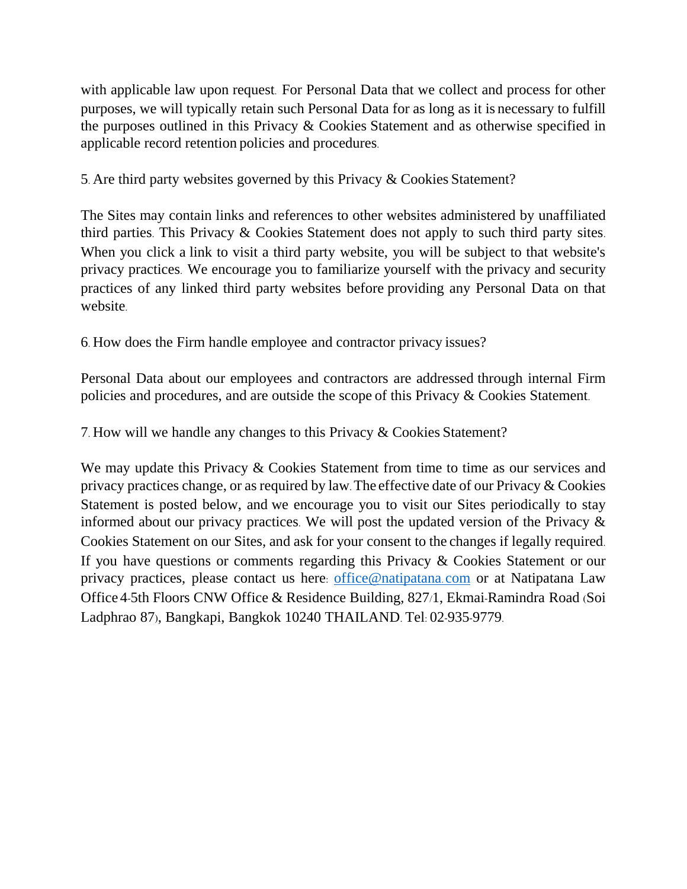with applicable law upon request. For Personal Data that we collect and process for other purposes, we will typically retain such Personal Data for as long as it is necessary to fulfill the purposes outlined in this Privacy & Cookies Statement and as otherwise specified in applicable record retention policies and procedures.

5. Are third party websites governed by this Privacy & Cookies Statement?

The Sites may contain links and references to other websites administered by unaffiliated third parties. This Privacy & Cookies Statement does not apply to such third party sites. When you click a link to visit a third party website, you will be subject to that website's privacy practices. We encourage you to familiarize yourself with the privacy and security practices of any linked third party websites before providing any Personal Data on that website.

6. How does the Firm handle employee and contractor privacy issues?

Personal Data about our employees and contractors are addressed through internal Firm policies and procedures, and are outside the scope of this Privacy & Cookies Statement.

7. How will we handle any changes to this Privacy & Cookies Statement?

We may update this Privacy & Cookies Statement from time to time as our services and privacy practices change, or as required by law. The effective date of our Privacy & Cookies Statement is posted below, and we encourage you to visit our Sites periodically to stay informed about our privacy practices. We will post the updated version of the Privacy & Cookies Statement on our Sites, and ask for your consent to the changes if legally required. If you have questions or comments regarding this Privacy & Cookies Statement or our privacy practices, please contact us here: office@natipatana.com or at Natipatana Law Office 4-5th Floors CNW Office & Residence Building, 827/1, Ekmai-Ramindra Road (Soi Ladphrao 87), Bangkapi, Bangkok 10240 THAILAND. Tel: 02-935-9779.